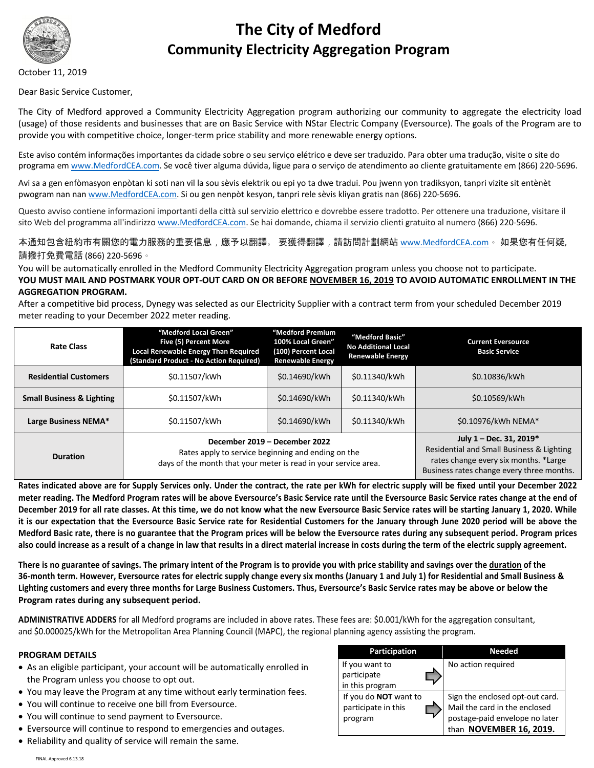# The City of Medford
## Community Electricity Aggregation Program

October 11, 2019

Dear Basic Service Customer,

The City of Medford approved a Community Electricity Aggregation program authorizing our community to aggregate the electricity load (usage) of those residents and businesses that are on Basic Service with NStar Electric Company (Eversource). The goals of the Program are to provide you with competitive choice, longer-term price stability and more renewable energy options.

Este aviso contém informações importantes da cidade sobre o seu serviço elétrico e deve ser traduzido. Para obter uma tradução, visite o site do programa em www.MedfordCEA.com. Se você tiver alguma dúvida, ligue para o serviço de atendimento ao cliente gratuitamente em (866) 220-5696.

Avi sa a gen enfòmasyon enpòtan ki soti nan vil la sou sèvis elektrik ou epi yo ta dwe tradui. Pou jwenn yon tradiksyon, tanpri vizite sit entènèt pwogram nan nan www.MedfordCEA.com. Si ou gen nenpòt kesyon, tanpri rele sèvis kliyan gratis nan (866) 220-5696.

Questo avviso contiene informazioni importanti della città sul servizio elettrico e dovrebbe essere tradotto. Per ottenere una traduzione, visitare il sito Web del programma all'indirizzo www.MedfordCEA.com. Se hai domande, chiama il servizio clienti gratuito al numero (866) 220-5696.

本通知包含紐約市有關您的電力服務的重要信息，應予以翻譯。 要獲得翻譯，請訪問計劃網站 www.MedfordCEA.com。 如果您有任何疑,請撥打免費電話 (866) 220-5696。

You will be automatically enrolled in the Medford Community Electricity Aggregation program unless you choose not to participate.
**YOU MUST MAIL AND POSTMARK YOUR OPT-OUT CARD ON OR BEFORE NOVEMBER 16, 2019 TO AVOID AUTOMATIC ENROLLMENT IN THE AGGREGATION PROGRAM.**

After a competitive bid process, Dynegy was selected as our Electricity Supplier with a contract term from your scheduled December 2019 meter reading to your December 2022 meter reading.

| Rate Class | "Medford Local Green" Five (5) Percent More Local Renewable Energy Than Required (Standard Product - No Action Required) | "Medford Premium 100% Local Green" (100) Percent Local Renewable Energy | "Medford Basic" No Additional Local Renewable Energy | Current Eversource Basic Service |
|---|---|---|---|---|
| **Residential Customers** | $0.11507/kWh | $0.14690/kWh | $0.11340/kWh | $0.10836/kWh |
| **Small Business & Lighting** | $0.11507/kWh | $0.14690/kWh | $0.11340/kWh | $0.10569/kWh |
| **Large Business NEMA*** | $0.11507/kWh | $0.14690/kWh | $0.11340/kWh | $0.10976/kWh NEMA* |
| **Duration** | **December 2019 – December 2022** Rates apply to service beginning and ending on the days of the month that your meter is read in your service area. | | | **July 1 – Dec. 31, 2019*** Residential and Small Business & Lighting rates change every six months. *Large Business rates change every three months. |

**Rates indicated above are for Supply Services only. Under the contract, the rate per kWh for electric supply will be fixed until your December 2022 meter reading. The Medford Program rates will be above Eversource's Basic Service rate until the Eversource Basic Service rates change at the end of December 2019 for all rate classes. At this time, we do not know what the new Eversource Basic Service rates will be starting January 1, 2020. While it is our expectation that the Eversource Basic Service rate for Residential Customers for the January through June 2020 period will be above the Medford Basic rate, there is no guarantee that the Program prices will be below the Eversource rates during any subsequent period. Program prices also could increase as a result of a change in law that results in a direct material increase in costs during the term of the electric supply agreement.**

**There is no guarantee of savings. The primary intent of the Program is to provide you with price stability and savings over the duration of the 36-month term. However, Eversource rates for electric supply change every six months (January 1 and July 1) for Residential and Small Business & Lighting customers and every three months for Large Business Customers. Thus, Eversource's Basic Service rates may be above or below the Program rates during any subsequent period.**

**ADMINISTRATIVE ADDERS** for all Medford programs are included in above rates. These fees are: $0.001/kWh for the aggregation consultant, and $0.000025/kWh for the Metropolitan Area Planning Council (MAPC), the regional planning agency assisting the program.

**PROGRAM DETAILS**

- As an eligible participant, your account will be automatically enrolled in the Program unless you choose to opt out.
- You may leave the Program at any time without early termination fees.
- You will continue to receive one bill from Eversource.
- You will continue to send payment to Eversource.
- Eversource will continue to respond to emergencies and outages.
- Reliability and quality of service will remain the same.

| Participation | Needed |
|---|---|
| If you want to participate in this program | No action required |
| If you do **NOT** want to participate in this program | Sign the enclosed opt-out card. Mail the card in the enclosed postage-paid envelope no later than **NOVEMBER 16, 2019.** |

FINAL-Approved 6.13.18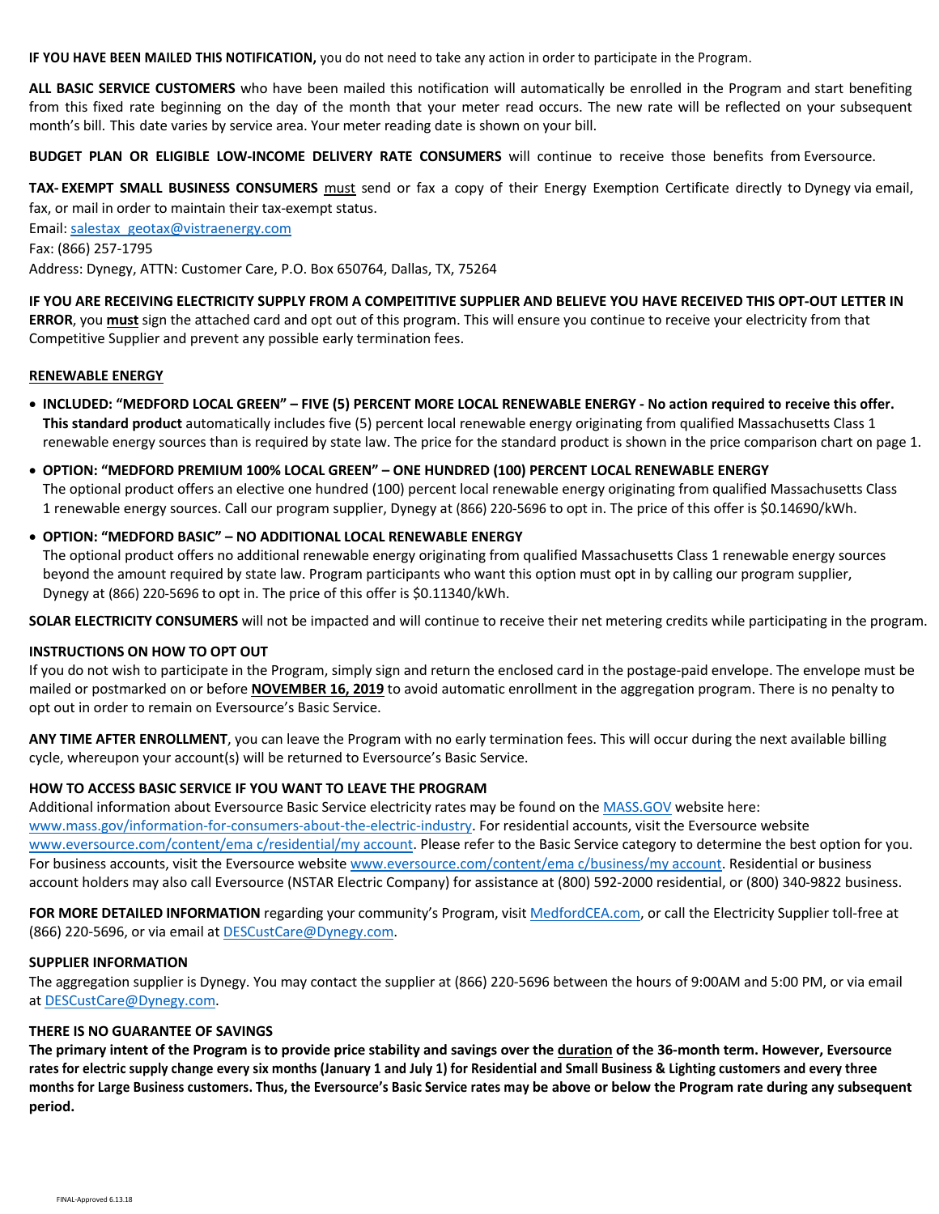**IF YOU HAVE BEEN MAILED THIS NOTIFICATION,** you do not need to take any action in order to participate in the Program.

**ALL BASIC SERVICE CUSTOMERS** who have been mailed this notification will automatically be enrolled in the Program and start benefiting from this fixed rate beginning on the day of the month that your meter read occurs. The new rate will be reflected on your subsequent month's bill. This date varies by service area. Your meter reading date is shown on your bill.

**BUDGET PLAN OR ELIGIBLE LOW-INCOME DELIVERY RATE CONSUMERS** will continue to receive those benefits from Eversource.

**TAX- EXEMPT SMALL BUSINESS CONSUMERS** must send or fax a copy of their Energy Exemption Certificate directly to Dynegy via email, fax, or mail in order to maintain their tax-exempt status.
Email: salestax_geotax@vistraenergy.com
Fax: (866) 257-1795
Address: Dynegy, ATTN: Customer Care, P.O. Box 650764, Dallas, TX, 75264

**IF YOU ARE RECEIVING ELECTRICITY SUPPLY FROM A COMPEITITIVE SUPPLIER AND BELIEVE YOU HAVE RECEIVED THIS OPT-OUT LETTER IN ERROR**, you **must** sign the attached card and opt out of this program. This will ensure you continue to receive your electricity from that Competitive Supplier and prevent any possible early termination fees.

**RENEWABLE ENERGY**

- **INCLUDED: "MEDFORD LOCAL GREEN" – FIVE (5) PERCENT MORE LOCAL RENEWABLE ENERGY - No action required to receive this offer. This standard product** automatically includes five (5) percent local renewable energy originating from qualified Massachusetts Class 1 renewable energy sources than is required by state law. The price for the standard product is shown in the price comparison chart on page 1.
- **OPTION: "MEDFORD PREMIUM 100% LOCAL GREEN" – ONE HUNDRED (100) PERCENT LOCAL RENEWABLE ENERGY**
  The optional product offers an elective one hundred (100) percent local renewable energy originating from qualified Massachusetts Class 1 renewable energy sources. Call our program supplier, Dynegy at (866) 220-5696 to opt in. The price of this offer is $0.14690/kWh.
- **OPTION: "MEDFORD BASIC" – NO ADDITIONAL LOCAL RENEWABLE ENERGY**
  The optional product offers no additional renewable energy originating from qualified Massachusetts Class 1 renewable energy sources beyond the amount required by state law. Program participants who want this option must opt in by calling our program supplier, Dynegy at (866) 220-5696 to opt in. The price of this offer is $0.11340/kWh.

**SOLAR ELECTRICITY CONSUMERS** will not be impacted and will continue to receive their net metering credits while participating in the program.

**INSTRUCTIONS ON HOW TO OPT OUT**
If you do not wish to participate in the Program, simply sign and return the enclosed card in the postage-paid envelope. The envelope must be mailed or postmarked on or before **NOVEMBER 16, 2019** to avoid automatic enrollment in the aggregation program. There is no penalty to opt out in order to remain on Eversource's Basic Service.

**ANY TIME AFTER ENROLLMENT**, you can leave the Program with no early termination fees. This will occur during the next available billing cycle, whereupon your account(s) will be returned to Eversource's Basic Service.

**HOW TO ACCESS BASIC SERVICE IF YOU WANT TO LEAVE THE PROGRAM**
Additional information about Eversource Basic Service electricity rates may be found on the MASS.GOV website here: www.mass.gov/information-for-consumers-about-the-electric-industry. For residential accounts, visit the Eversource website www.eversource.com/content/ema c/residential/my account. Please refer to the Basic Service category to determine the best option for you. For business accounts, visit the Eversource website www.eversource.com/content/ema c/business/my account. Residential or business account holders may also call Eversource (NSTAR Electric Company) for assistance at (800) 592-2000 residential, or (800) 340-9822 business.

**FOR MORE DETAILED INFORMATION** regarding your community's Program, visit MedfordCEA.com, or call the Electricity Supplier toll-free at (866) 220-5696, or via email at DESCustCare@Dynegy.com.

**SUPPLIER INFORMATION**
The aggregation supplier is Dynegy. You may contact the supplier at (866) 220-5696 between the hours of 9:00AM and 5:00 PM, or via email at DESCustCare@Dynegy.com.

**THERE IS NO GUARANTEE OF SAVINGS**
**The primary intent of the Program is to provide price stability and savings over the duration of the 36-month term. However, Eversource rates for electric supply change every six months (January 1 and July 1) for Residential and Small Business & Lighting customers and every three months for Large Business customers. Thus, the Eversource's Basic Service rates may be above or below the Program rate during any subsequent period.**

FINAL-Approved 6.13.18